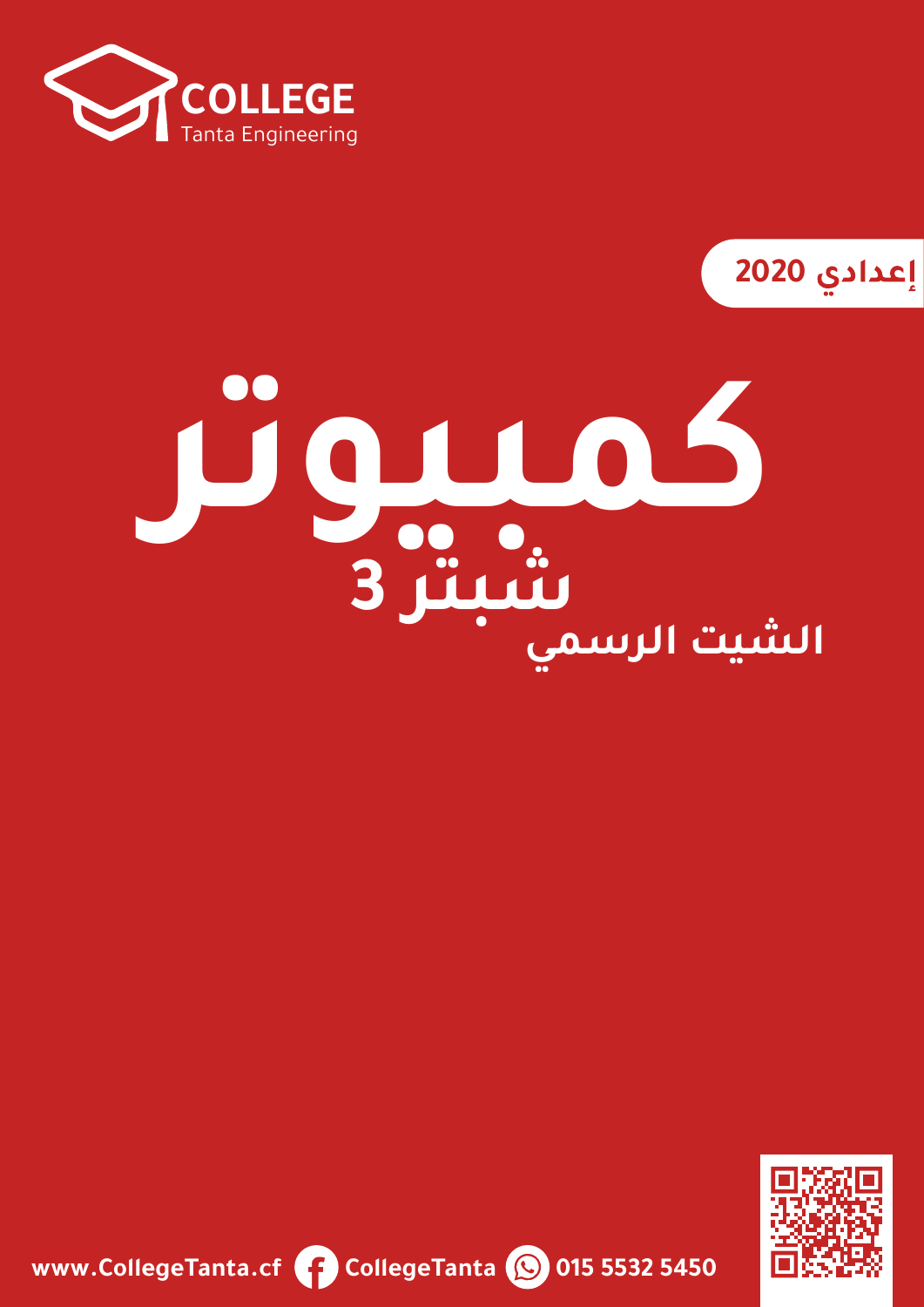COLLEGE
Tanta Engineering

إعدادي 2020

# كمبيوتر

## شبتر 3

### الشيت الرسمي

www.CollegeTanta.cf CollegeTanta 015 5532 5450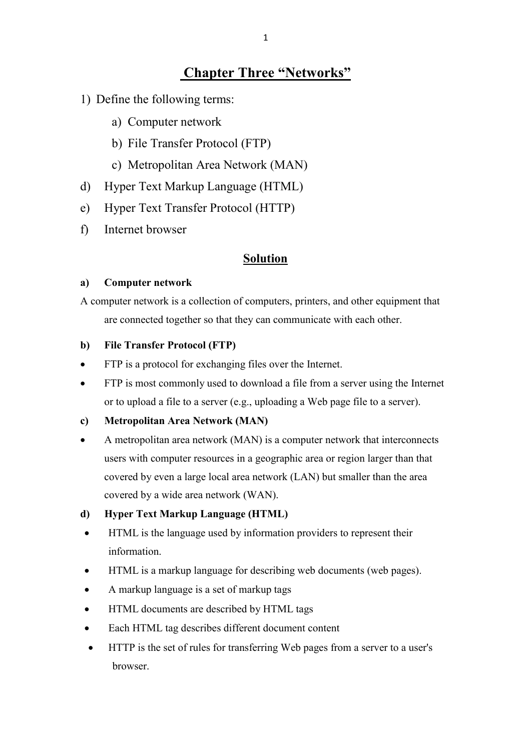# Chapter Three "Networks"

1) Define the following terms:

   a) Computer network
   b) File Transfer Protocol (FTP)
   c) Metropolitan Area Network (MAN)

d) Hyper Text Markup Language (HTML)

e) Hyper Text Transfer Protocol (HTTP)

f) Internet browser

## Solution

**a) Computer network**

A computer network is a collection of computers, printers, and other equipment that are connected together so that they can communicate with each other.

**b) File Transfer Protocol (FTP)**

- FTP is a protocol for exchanging files over the Internet.
- FTP is most commonly used to download a file from a server using the Internet or to upload a file to a server (e.g., uploading a Web page file to a server).

**c) Metropolitan Area Network (MAN)**

- A metropolitan area network (MAN) is a computer network that interconnects users with computer resources in a geographic area or region larger than that covered by even a large local area network (LAN) but smaller than the area covered by a wide area network (WAN).

**d) Hyper Text Markup Language (HTML)**

- HTML is the language used by information providers to represent their information.
- HTML is a markup language for describing web documents (web pages).
- A markup language is a set of markup tags
- HTML documents are described by HTML tags
- Each HTML tag describes different document content
- HTTP is the set of rules for transferring Web pages from a server to a user's browser.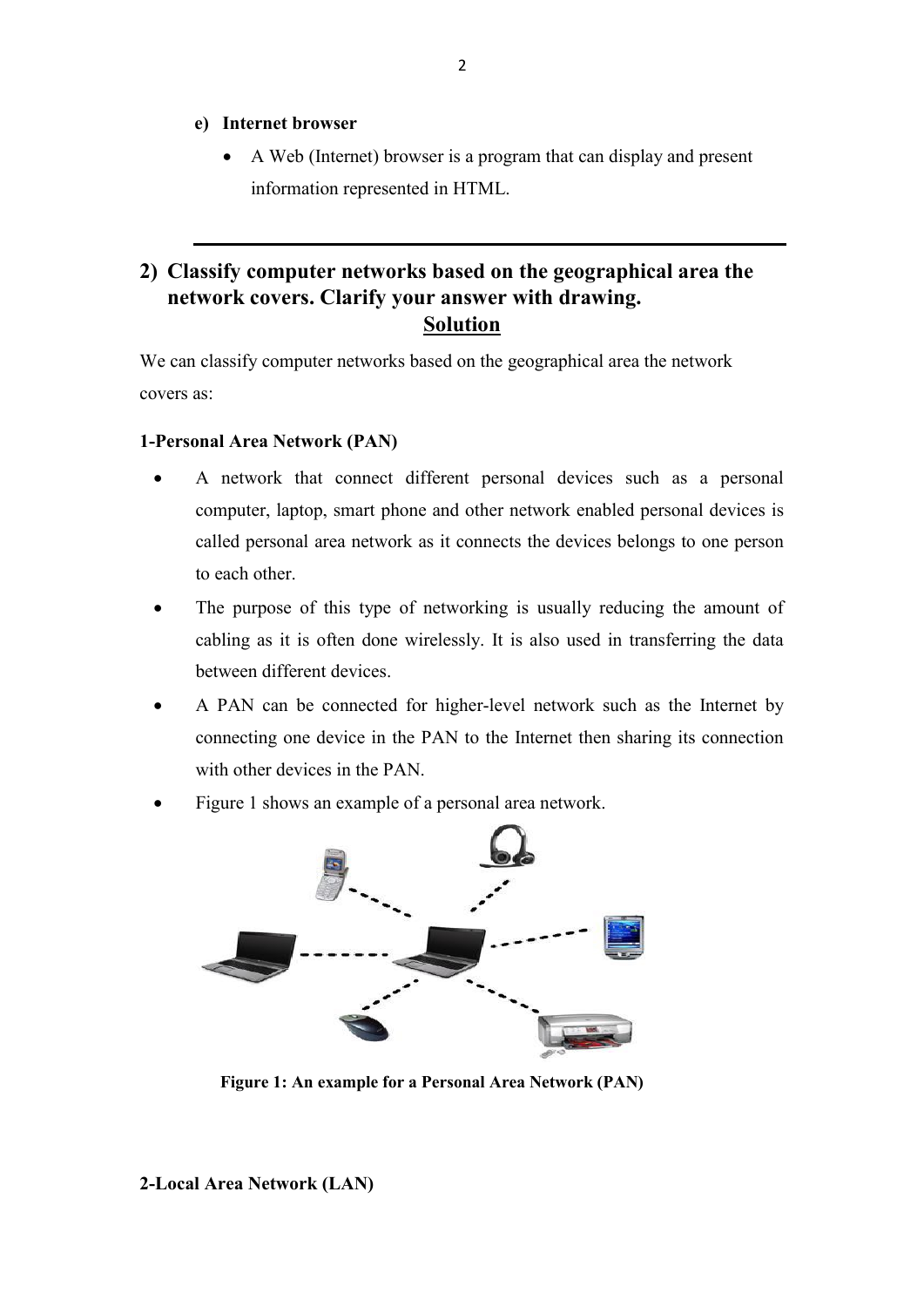**e) Internet browser**

- A Web (Internet) browser is a program that can display and present information represented in HTML.

---

## 2) Classify computer networks based on the geographical area the network covers. Clarify your answer with drawing.

**Solution**

We can classify computer networks based on the geographical area the network covers as:

**1-Personal Area Network (PAN)**

- A network that connect different personal devices such as a personal computer, laptop, smart phone and other network enabled personal devices is called personal area network as it connects the devices belongs to one person to each other.
- The purpose of this type of networking is usually reducing the amount of cabling as it is often done wirelessly. It is also used in transferring the data between different devices.
- A PAN can be connected for higher-level network such as the Internet by connecting one device in the PAN to the Internet then sharing its connection with other devices in the PAN.
- Figure 1 shows an example of a personal area network.

**Figure 1: An example for a Personal Area Network (PAN)**

**2-Local Area Network (LAN)**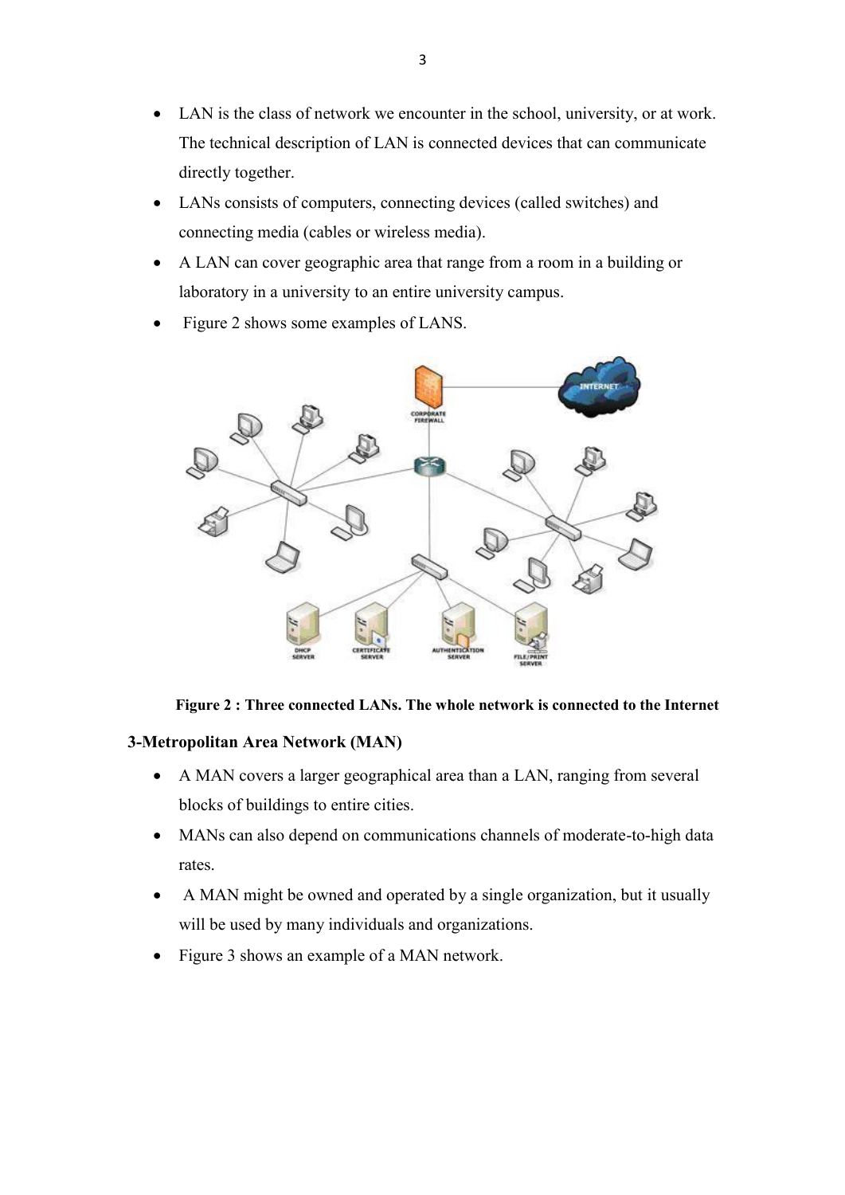- LAN is the class of network we encounter in the school, university, or at work. The technical description of LAN is connected devices that can communicate directly together.
- LANs consists of computers, connecting devices (called switches) and connecting media (cables or wireless media).
- A LAN can cover geographic area that range from a room in a building or laboratory in a university to an entire university campus.
- Figure 2 shows some examples of LANS.

**Figure 2 : Three connected LANs. The whole network is connected to the Internet**

**3-Metropolitan Area Network (MAN)**

- A MAN covers a larger geographical area than a LAN, ranging from several blocks of buildings to entire cities.
- MANs can also depend on communications channels of moderate-to-high data rates.
- A MAN might be owned and operated by a single organization, but it usually will be used by many individuals and organizations.
- Figure 3 shows an example of a MAN network.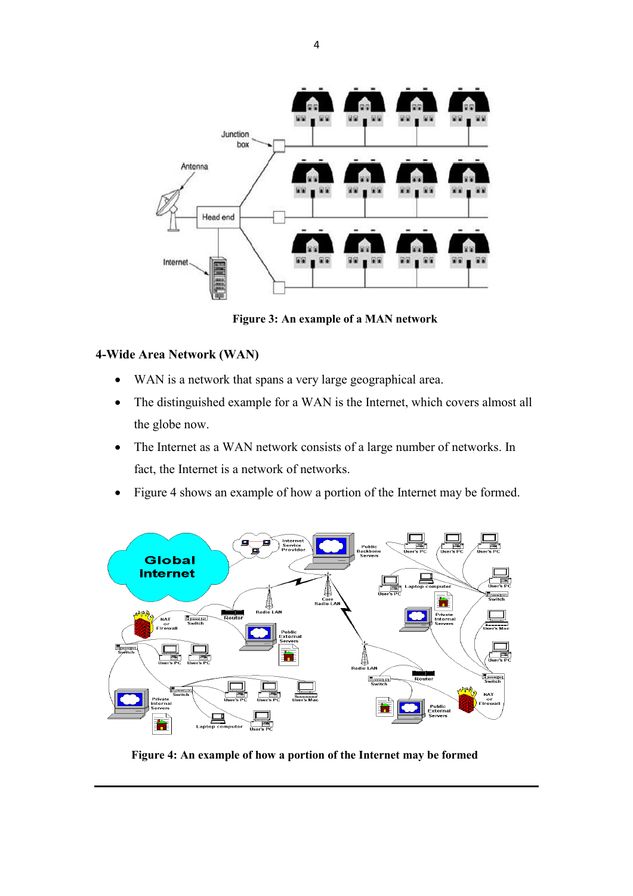Figure 3: An example of a MAN network

**4-Wide Area Network (WAN)**

- WAN is a network that spans a very large geographical area.
- The distinguished example for a WAN is the Internet, which covers almost all the globe now.
- The Internet as a WAN network consists of a large number of networks. In fact, the Internet is a network of networks.
- Figure 4 shows an example of how a portion of the Internet may be formed.

Figure 4: An example of how a portion of the Internet may be formed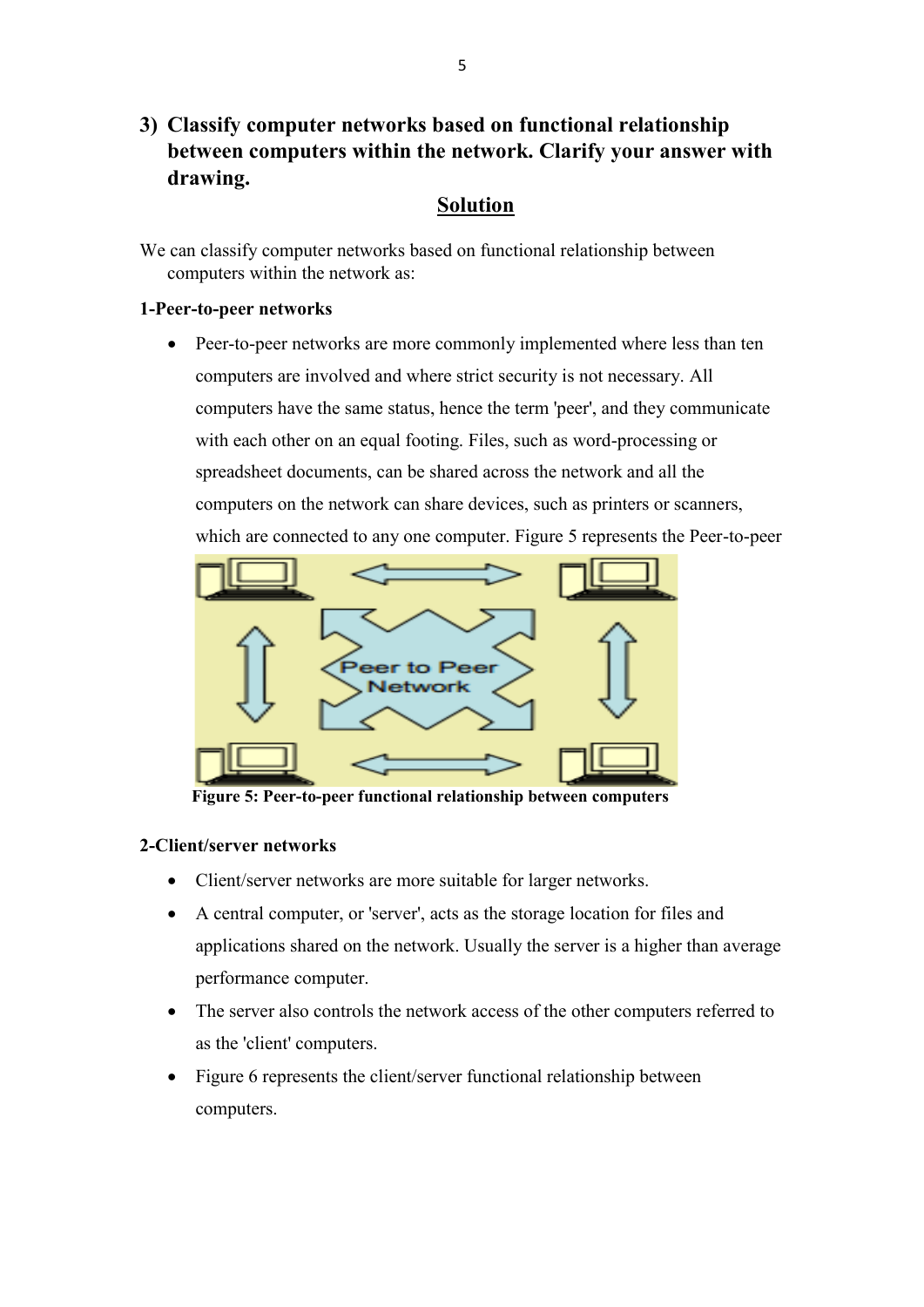## 3) Classify computer networks based on functional relationship between computers within the network. Clarify your answer with drawing.

**Solution**

We can classify computer networks based on functional relationship between computers within the network as:

**1-Peer-to-peer networks**

- Peer-to-peer networks are more commonly implemented where less than ten computers are involved and where strict security is not necessary. All computers have the same status, hence the term 'peer', and they communicate with each other on an equal footing. Files, such as word-processing or spreadsheet documents, can be shared across the network and all the computers on the network can share devices, such as printers or scanners, which are connected to any one computer. Figure 5 represents the Peer-to-peer

**Figure 5: Peer-to-peer functional relationship between computers**

**2-Client/server networks**

- Client/server networks are more suitable for larger networks.
- A central computer, or 'server', acts as the storage location for files and applications shared on the network. Usually the server is a higher than average performance computer.
- The server also controls the network access of the other computers referred to as the 'client' computers.
- Figure 6 represents the client/server functional relationship between computers.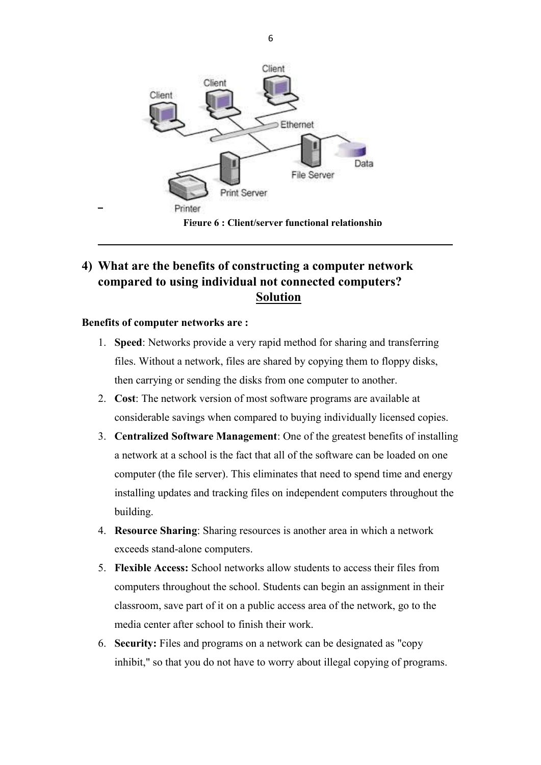Figure 6 : Client/server functional relationship

## 4) What are the benefits of constructing a computer network compared to using individual not connected computers?

**Solution**

**Benefits of computer networks are :**

1. **Speed**: Networks provide a very rapid method for sharing and transferring files. Without a network, files are shared by copying them to floppy disks, then carrying or sending the disks from one computer to another.
2. **Cost**: The network version of most software programs are available at considerable savings when compared to buying individually licensed copies.
3. **Centralized Software Management**: One of the greatest benefits of installing a network at a school is the fact that all of the software can be loaded on one computer (the file server). This eliminates that need to spend time and energy installing updates and tracking files on independent computers throughout the building.
4. **Resource Sharing**: Sharing resources is another area in which a network exceeds stand-alone computers.
5. **Flexible Access:** School networks allow students to access their files from computers throughout the school. Students can begin an assignment in their classroom, save part of it on a public access area of the network, go to the media center after school to finish their work.
6. **Security:** Files and programs on a network can be designated as "copy inhibit," so that you do not have to worry about illegal copying of programs.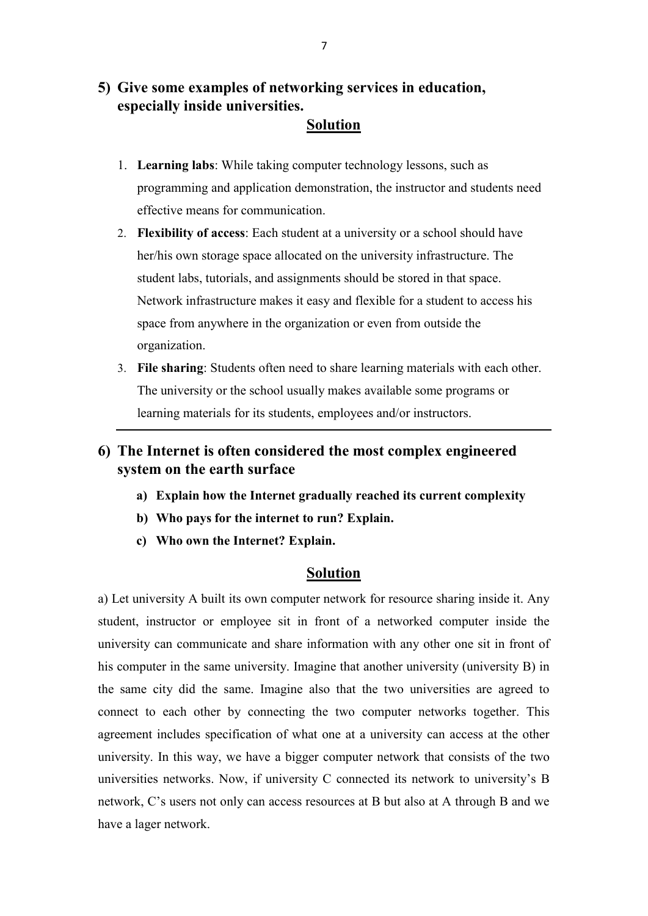## 5) Give some examples of networking services in education, especially inside universities.

**Solution**

1. **Learning labs**: While taking computer technology lessons, such as programming and application demonstration, the instructor and students need effective means for communication.
2. **Flexibility of access**: Each student at a university or a school should have her/his own storage space allocated on the university infrastructure. The student labs, tutorials, and assignments should be stored in that space. Network infrastructure makes it easy and flexible for a student to access his space from anywhere in the organization or even from outside the organization.
3. **File sharing**: Students often need to share learning materials with each other. The university or the school usually makes available some programs or learning materials for its students, employees and/or instructors.

---

## 6) The Internet is often considered the most complex engineered system on the earth surface

**a) Explain how the Internet gradually reached its current complexity**

**b) Who pays for the internet to run? Explain.**

**c) Who own the Internet? Explain.**

**Solution**

a) Let university A built its own computer network for resource sharing inside it. Any student, instructor or employee sit in front of a networked computer inside the university can communicate and share information with any other one sit in front of his computer in the same university. Imagine that another university (university B) in the same city did the same. Imagine also that the two universities are agreed to connect to each other by connecting the two computer networks together. This agreement includes specification of what one at a university can access at the other university. In this way, we have a bigger computer network that consists of the two universities networks. Now, if university C connected its network to university's B network, C's users not only can access resources at B but also at A through B and we have a lager network.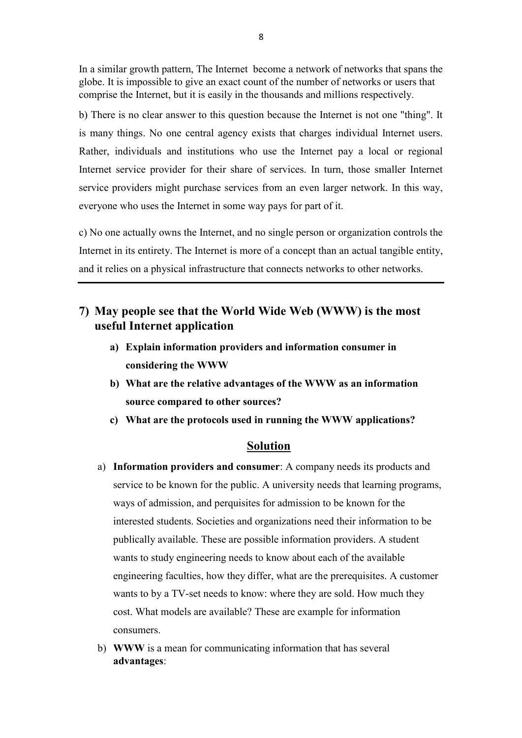In a similar growth pattern, The Internet become a network of networks that spans the globe. It is impossible to give an exact count of the number of networks or users that comprise the Internet, but it is easily in the thousands and millions respectively.

b) There is no clear answer to this question because the Internet is not one "thing". It is many things. No one central agency exists that charges individual Internet users. Rather, individuals and institutions who use the Internet pay a local or regional Internet service provider for their share of services. In turn, those smaller Internet service providers might purchase services from an even larger network. In this way, everyone who uses the Internet in some way pays for part of it.

c) No one actually owns the Internet, and no single person or organization controls the Internet in its entirety. The Internet is more of a concept than an actual tangible entity, and it relies on a physical infrastructure that connects networks to other networks.

---

## 7) May people see that the World Wide Web (WWW) is the most useful Internet application

**a) Explain information providers and information consumer in considering the WWW**

**b) What are the relative advantages of the WWW as an information source compared to other sources?**

**c) What are the protocols used in running the WWW applications?**

### Solution

a) **Information providers and consumer**: A company needs its products and service to be known for the public. A university needs that learning programs, ways of admission, and perquisites for admission to be known for the interested students. Societies and organizations need their information to be publically available. These are possible information providers. A student wants to study engineering needs to know about each of the available engineering faculties, how they differ, what are the prerequisites. A customer wants to by a TV-set needs to know: where they are sold. How much they cost. What models are available? These are example for information consumers.

b) **WWW** is a mean for communicating information that has several **advantages**: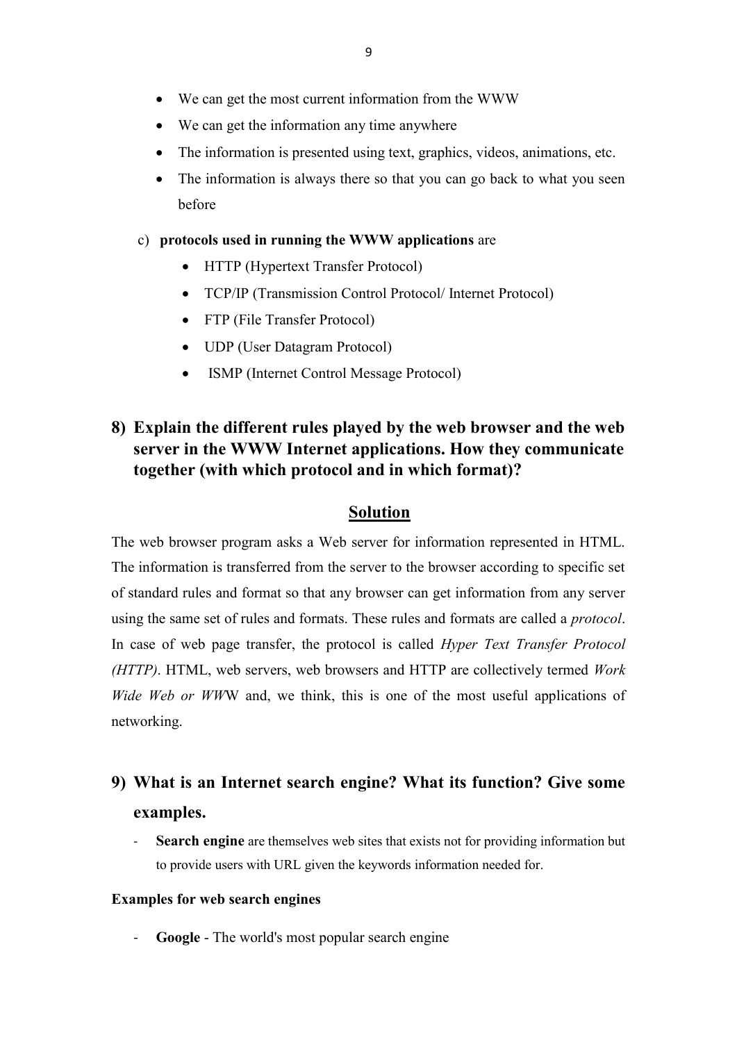- We can get the most current information from the WWW
- We can get the information any time anywhere
- The information is presented using text, graphics, videos, animations, etc.
- The information is always there so that you can go back to what you seen before

c) **protocols used in running the WWW applications** are

- HTTP (Hypertext Transfer Protocol)
- TCP/IP (Transmission Control Protocol/ Internet Protocol)
- FTP (File Transfer Protocol)
- UDP (User Datagram Protocol)
- ISMP (Internet Control Message Protocol)

## 8) Explain the different rules played by the web browser and the web server in the WWW Internet applications. How they communicate together (with which protocol and in which format)?

### Solution

The web browser program asks a Web server for information represented in HTML. The information is transferred from the server to the browser according to specific set of standard rules and format so that any browser can get information from any server using the same set of rules and formats. These rules and formats are called a *protocol*. In case of web page transfer, the protocol is called *Hyper Text Transfer Protocol (HTTP)*. HTML, web servers, web browsers and HTTP are collectively termed *Work Wide Web or WW*W and, we think, this is one of the most useful applications of networking.

## 9) What is an Internet search engine? What its function? Give some examples.

- **Search engine** are themselves web sites that exists not for providing information but to provide users with URL given the keywords information needed for.

**Examples for web search engines**

- **Google** - The world's most popular search engine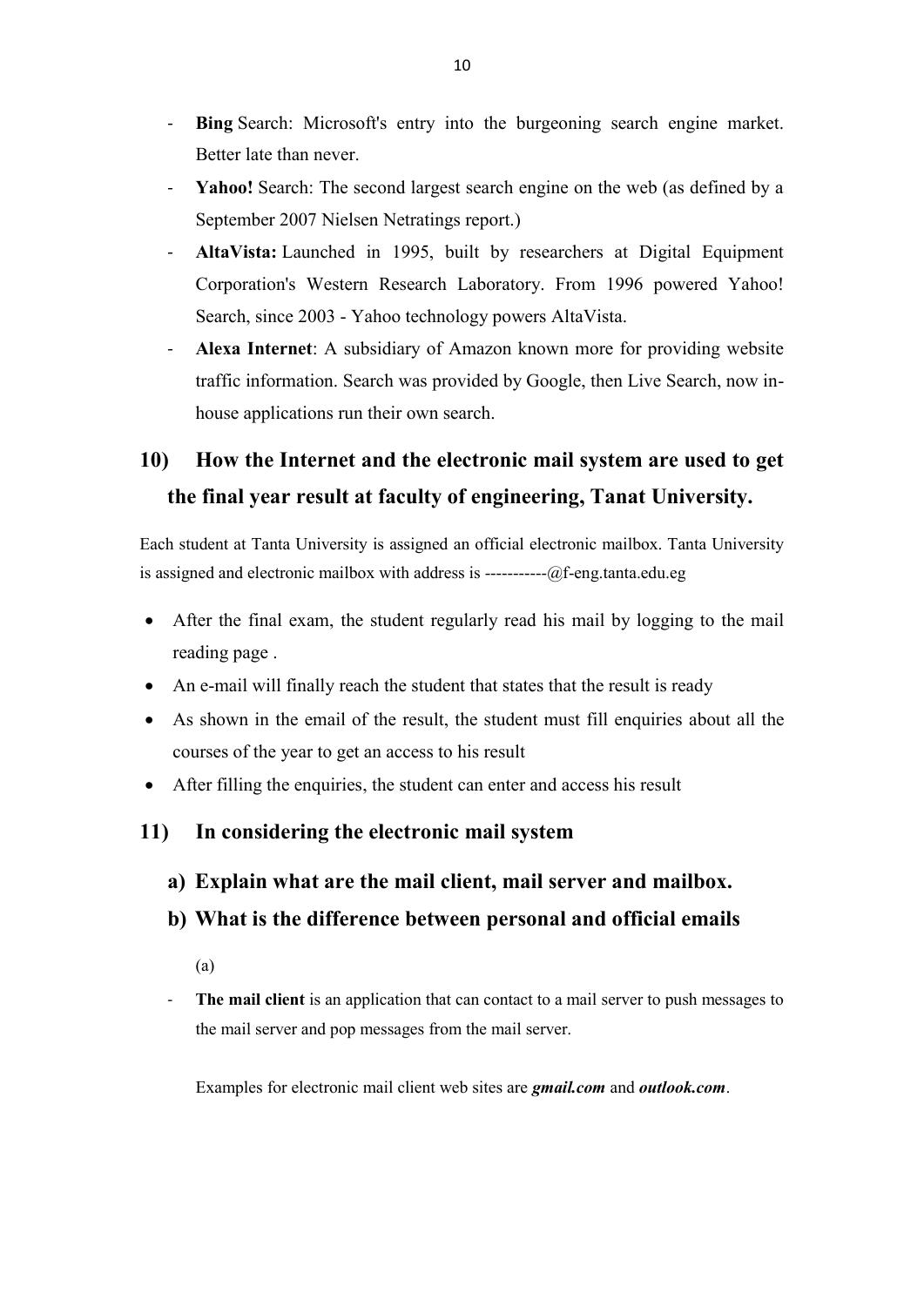- **Bing** Search: Microsoft's entry into the burgeoning search engine market. Better late than never.
- **Yahoo!** Search: The second largest search engine on the web (as defined by a September 2007 Nielsen Netratings report.)
- **AltaVista:** Launched in 1995, built by researchers at Digital Equipment Corporation's Western Research Laboratory. From 1996 powered Yahoo! Search, since 2003 - Yahoo technology powers AltaVista.
- **Alexa Internet**: A subsidiary of Amazon known more for providing website traffic information. Search was provided by Google, then Live Search, now in-house applications run their own search.

## 10) How the Internet and the electronic mail system are used to get the final year result at faculty of engineering, Tanat University.

Each student at Tanta University is assigned an official electronic mailbox. Tanta University is assigned and electronic mailbox with address is -----------@f-eng.tanta.edu.eg

- After the final exam, the student regularly read his mail by logging to the mail reading page .
- An e-mail will finally reach the student that states that the result is ready
- As shown in the email of the result, the student must fill enquiries about all the courses of the year to get an access to his result
- After filling the enquiries, the student can enter and access his result

## 11) In considering the electronic mail system

### a) Explain what are the mail client, mail server and mailbox.

### b) What is the difference between personal and official emails

(a)

- **The mail client** is an application that can contact to a mail server to push messages to the mail server and pop messages from the mail server.

  Examples for electronic mail client web sites are ***gmail.com*** and ***outlook.com***.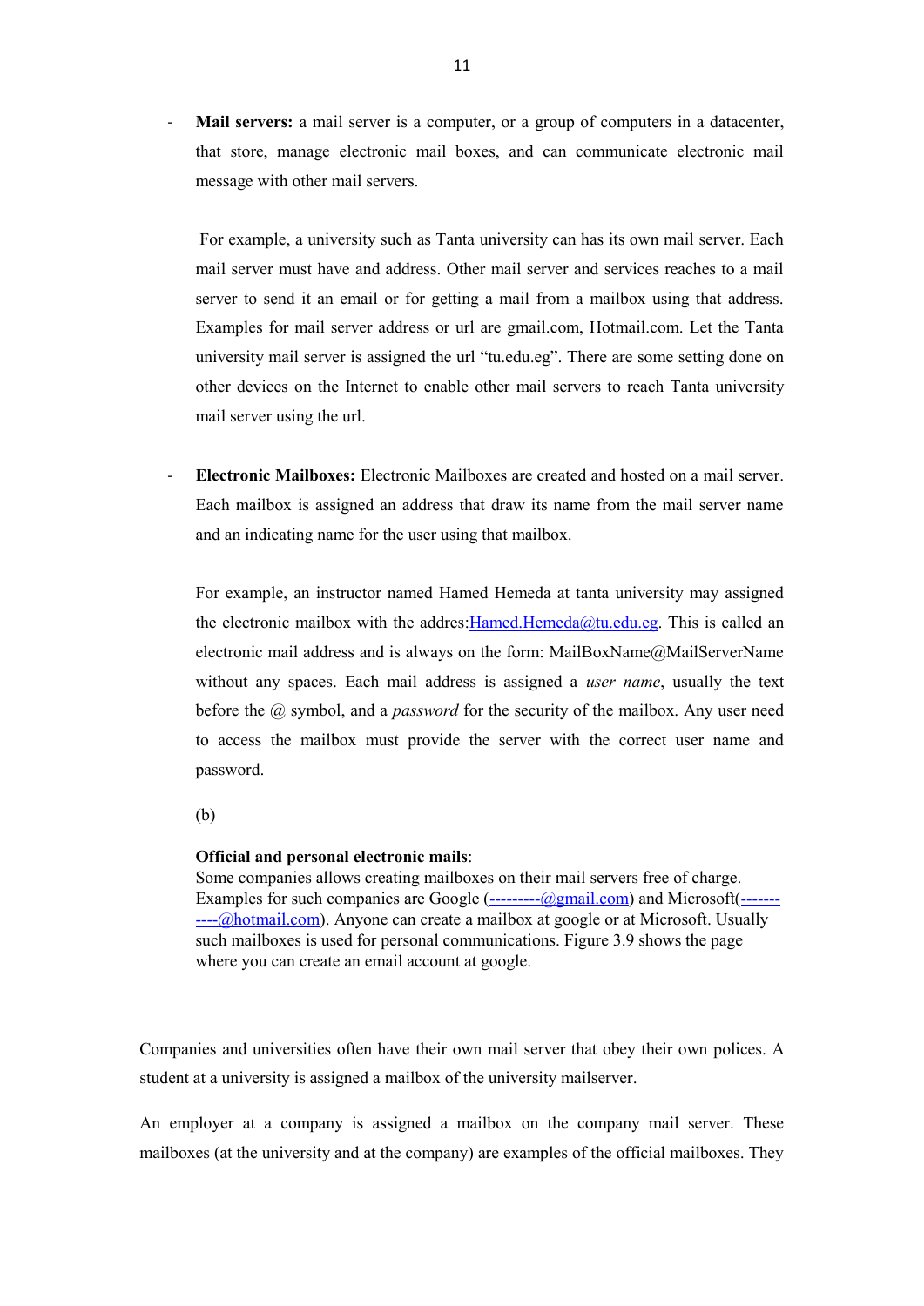- **Mail servers:** a mail server is a computer, or a group of computers in a datacenter, that store, manage electronic mail boxes, and can communicate electronic mail message with other mail servers.

  For example, a university such as Tanta university can has its own mail server. Each mail server must have and address. Other mail server and services reaches to a mail server to send it an email or for getting a mail from a mailbox using that address. Examples for mail server address or url are gmail.com, Hotmail.com. Let the Tanta university mail server is assigned the url "tu.edu.eg". There are some setting done on other devices on the Internet to enable other mail servers to reach Tanta university mail server using the url.

- **Electronic Mailboxes:** Electronic Mailboxes are created and hosted on a mail server. Each mailbox is assigned an address that draw its name from the mail server name and an indicating name for the user using that mailbox.

  For example, an instructor named Hamed Hemeda at tanta university may assigned the electronic mailbox with the addres:Hamed.Hemeda@tu.edu.eg. This is called an electronic mail address and is always on the form: MailBoxName@MailServerName without any spaces. Each mail address is assigned a *user name*, usually the text before the @ symbol, and a *password* for the security of the mailbox. Any user need to access the mailbox must provide the server with the correct user name and password.

  (b)

  **Official and personal electronic mails**:
  Some companies allows creating mailboxes on their mail servers free of charge. Examples for such companies are Google (---------@gmail.com) and Microsoft(-----------@hotmail.com). Anyone can create a mailbox at google or at Microsoft. Usually such mailboxes is used for personal communications. Figure 3.9 shows the page where you can create an email account at google.

Companies and universities often have their own mail server that obey their own polices. A student at a university is assigned a mailbox of the university mailserver.

An employer at a company is assigned a mailbox on the company mail server. These mailboxes (at the university and at the company) are examples of the official mailboxes. They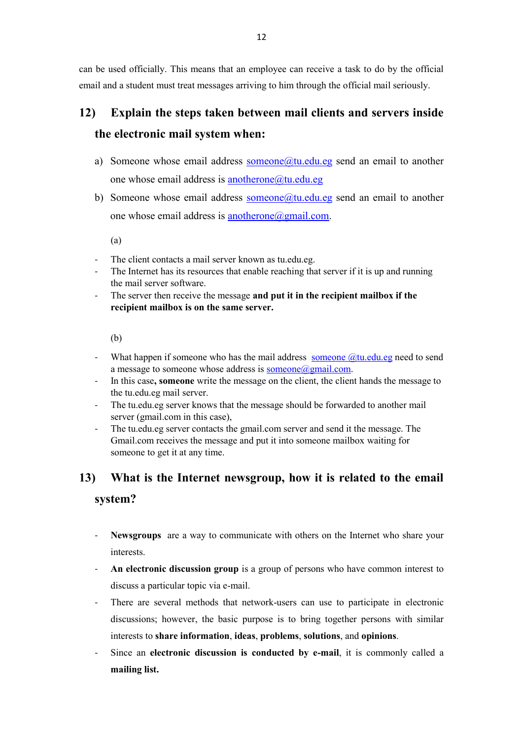can be used officially. This means that an employee can receive a task to do by the official email and a student must treat messages arriving to him through the official mail seriously.

## 12) Explain the steps taken between mail clients and servers inside the electronic mail system when:

a) Someone whose email address someone@tu.edu.eg send an email to another one whose email address is anotherone@tu.edu.eg

b) Someone whose email address someone@tu.edu.eg send an email to another one whose email address is anotherone@gmail.com.

(a)

- The client contacts a mail server known as tu.edu.eg.
- The Internet has its resources that enable reaching that server if it is up and running the mail server software.
- The server then receive the message **and put it in the recipient mailbox if the recipient mailbox is on the same server.**

(b)

- What happen if someone who has the mail address someone @tu.edu.eg need to send a message to someone whose address is someone@gmail.com.
- In this case**, someone** write the message on the client, the client hands the message to the tu.edu.eg mail server.
- The tu.edu.eg server knows that the message should be forwarded to another mail server (gmail.com in this case),
- The tu.edu.eg server contacts the gmail.com server and send it the message. The Gmail.com receives the message and put it into someone mailbox waiting for someone to get it at any time.

## 13) What is the Internet newsgroup, how it is related to the email system?

- **Newsgroups** are a way to communicate with others on the Internet who share your interests.
- **An electronic discussion group** is a group of persons who have common interest to discuss a particular topic via e-mail.
- There are several methods that network-users can use to participate in electronic discussions; however, the basic purpose is to bring together persons with similar interests to **share information**, **ideas**, **problems**, **solutions**, and **opinions**.
- Since an **electronic discussion is conducted by e-mail**, it is commonly called a **mailing list.**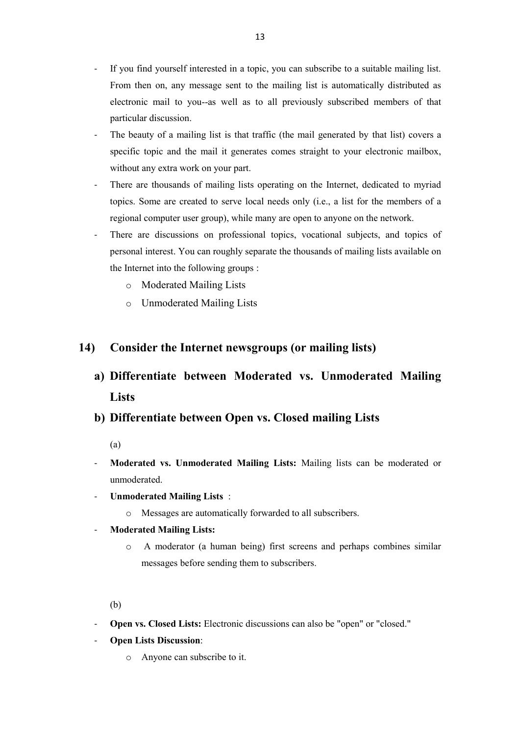- If you find yourself interested in a topic, you can subscribe to a suitable mailing list. From then on, any message sent to the mailing list is automatically distributed as electronic mail to you--as well as to all previously subscribed members of that particular discussion.
- The beauty of a mailing list is that traffic (the mail generated by that list) covers a specific topic and the mail it generates comes straight to your electronic mailbox, without any extra work on your part.
- There are thousands of mailing lists operating on the Internet, dedicated to myriad topics. Some are created to serve local needs only (i.e., a list for the members of a regional computer user group), while many are open to anyone on the network.
- There are discussions on professional topics, vocational subjects, and topics of personal interest. You can roughly separate the thousands of mailing lists available on the Internet into the following groups :
    - Moderated Mailing Lists
    - Unmoderated Mailing Lists

## 14) Consider the Internet newsgroups (or mailing lists)

### a) Differentiate between Moderated vs. Unmoderated Mailing Lists

### b) Differentiate between Open vs. Closed mailing Lists

(a)

- **Moderated vs. Unmoderated Mailing Lists:** Mailing lists can be moderated or unmoderated.
- **Unmoderated Mailing Lists** :
    - Messages are automatically forwarded to all subscribers.
- **Moderated Mailing Lists:**
    - A moderator (a human being) first screens and perhaps combines similar messages before sending them to subscribers.

(b)

- **Open vs. Closed Lists:** Electronic discussions can also be "open" or "closed."
- **Open Lists Discussion**:
    - Anyone can subscribe to it.